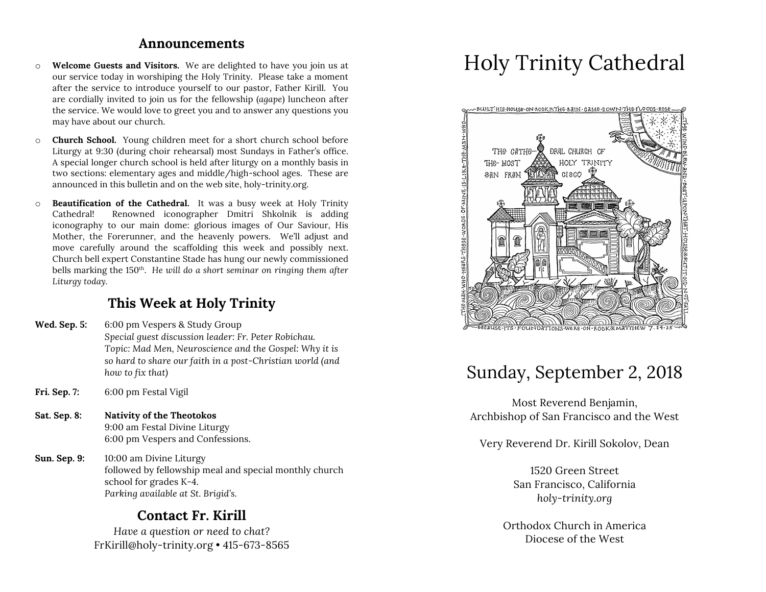## Announcements

- **Welcome Guests and Visitors.** We are delighted to have you join us at our service today in worshiping the Holy Trinity. Please take a moment after the service to introduce yourself to our pastor, Father Kirill. You are cordially invited to join us for the fellowship (*agape*) luncheon after the service. We would love to greet you and to answer any questions you may have about our church.
- **Church School.** Young children meet for a short church school before Liturgy at 9:30 (during choir rehearsal) most Sundays in Father's office. A special longer church school is held after liturgy on a monthly basis in two sections: elementary ages and middle/high-school ages. These are announced in this bulletin and on the web site, holy-trinity.org.
- **Beautification of the Cathedral.** It was a busy week at Holy Trinity Cathedral! Renowned iconographer Dmitri Shkolnik is adding iconography to our main dome: glorious images of Our Saviour, His Mother, the Forerunner, and the heavenly powers. We'll adjust and move carefully around the scaffolding this week and possibly next. Church bell expert Constantine Stade has hung our newly commissioned bells marking the 150th. *He will do a short seminar on ringing them after Liturgy today.*

## This Week at Holy Trinity

**Wed. Sep. 5:** 6:00 pm Vespers & Study Group
*Special guest discussion leader: Fr. Peter Robichau. Topic: Mad Men, Neuroscience and the Gospel: Why it is so hard to share our faith in a post-Christian world (and how to fix that)*

**Fri. Sep. 7:** 6:00 pm Festal Vigil

**Sat. Sep. 8:** **Nativity of the Theotokos**
9:00 am Festal Divine Liturgy
6:00 pm Vespers and Confessions.

**Sun. Sep. 9:** 10:00 am Divine Liturgy
followed by fellowship meal and special monthly church school for grades K-4.
*Parking available at St. Brigid's.*

## Contact Fr. Kirill

*Have a question or need to chat?*
FrKirill@holy-trinity.org • 415-673-8565

# Holy Trinity Cathedral

BUILT HIS HOUSE ON ROCK ✕ THE RAIN CAME DOWN THE FLOODS ROSE THE WIND BLEW AND BEAT UPON THAT HOUSE ✕ BUT IT DID NOT FALL BECAUSE ITS FOUNDATIONS WERE ON ROCK ✕ MATTHEW 7. 24-25 THE MAN WHO HEARS THESE WORDS OF MINE IS LIKE THE MAN WHO

THE CATHEDRAL CHURCH OF THE MOST HOLY TRINITY SAN FRANCISCO

## Sunday, September 2, 2018

Most Reverend Benjamin,
Archbishop of San Francisco and the West

Very Reverend Dr. Kirill Sokolov, Dean

1520 Green Street
San Francisco, California
*holy-trinity.org*

Orthodox Church in America
Diocese of the West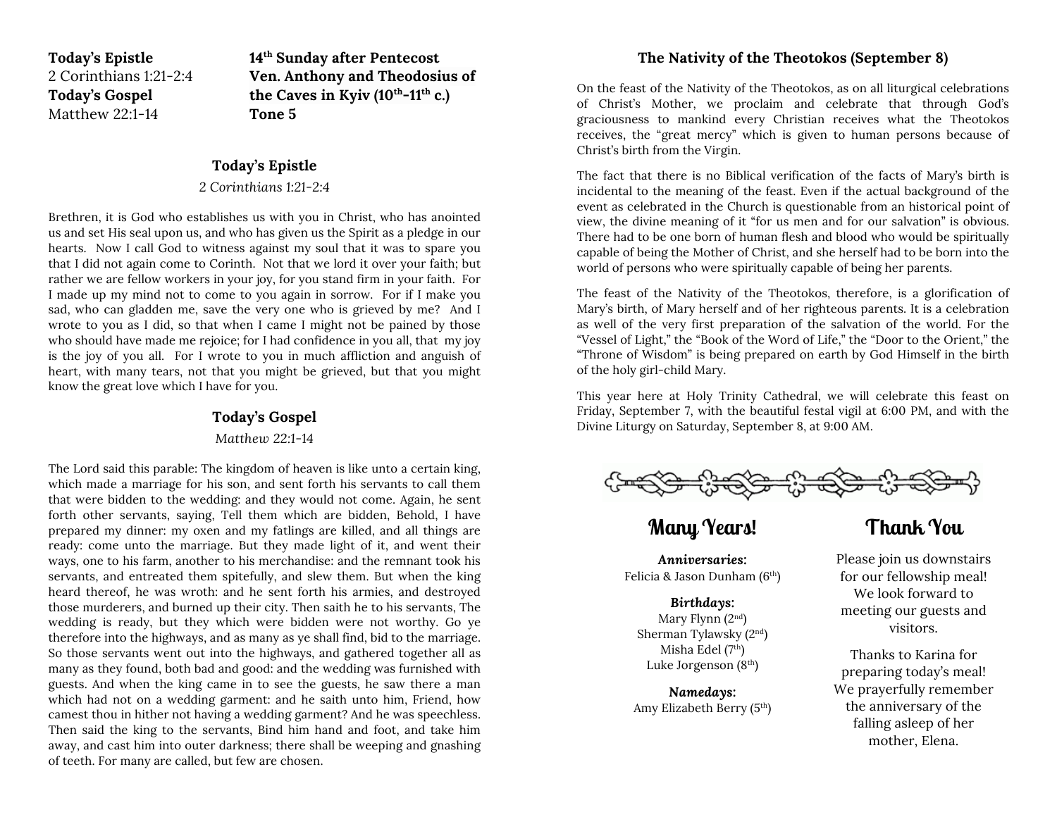**Today's Epistle**
2 Corinthians 1:21-2:4
**Today's Gospel**
Matthew 22:1-14

**14th Sunday after Pentecost**
**Ven. Anthony and Theodosius of the Caves in Kyiv (10th-11th c.)**
**Tone 5**

## Today's Epistle

*2 Corinthians 1:21-2:4*

Brethren, it is God who establishes us with you in Christ, who has anointed us and set His seal upon us, and who has given us the Spirit as a pledge in our hearts. Now I call God to witness against my soul that it was to spare you that I did not again come to Corinth. Not that we lord it over your faith; but rather we are fellow workers in your joy, for you stand firm in your faith. For I made up my mind not to come to you again in sorrow. For if I make you sad, who can gladden me, save the very one who is grieved by me? And I wrote to you as I did, so that when I came I might not be pained by those who should have made me rejoice; for I had confidence in you all, that my joy is the joy of you all. For I wrote to you in much affliction and anguish of heart, with many tears, not that you might be grieved, but that you might know the great love which I have for you.

## Today's Gospel

*Matthew 22:1-14*

The Lord said this parable: The kingdom of heaven is like unto a certain king, which made a marriage for his son, and sent forth his servants to call them that were bidden to the wedding: and they would not come. Again, he sent forth other servants, saying, Tell them which are bidden, Behold, I have prepared my dinner: my oxen and my fatlings are killed, and all things are ready: come unto the marriage. But they made light of it, and went their ways, one to his farm, another to his merchandise: and the remnant took his servants, and entreated them spitefully, and slew them. But when the king heard thereof, he was wroth: and he sent forth his armies, and destroyed those murderers, and burned up their city. Then saith he to his servants, The wedding is ready, but they which were bidden were not worthy. Go ye therefore into the highways, and as many as ye shall find, bid to the marriage. So those servants went out into the highways, and gathered together all as many as they found, both bad and good: and the wedding was furnished with guests. And when the king came in to see the guests, he saw there a man which had not on a wedding garment: and he saith unto him, Friend, how camest thou in hither not having a wedding garment? And he was speechless. Then said the king to the servants, Bind him hand and foot, and take him away, and cast him into outer darkness; there shall be weeping and gnashing of teeth. For many are called, but few are chosen.

## The Nativity of the Theotokos (September 8)

On the feast of the Nativity of the Theotokos, as on all liturgical celebrations of Christ's Mother, we proclaim and celebrate that through God's graciousness to mankind every Christian receives what the Theotokos receives, the "great mercy" which is given to human persons because of Christ's birth from the Virgin.

The fact that there is no Biblical verification of the facts of Mary's birth is incidental to the meaning of the feast. Even if the actual background of the event as celebrated in the Church is questionable from an historical point of view, the divine meaning of it "for us men and for our salvation" is obvious. There had to be one born of human flesh and blood who would be spiritually capable of being the Mother of Christ, and she herself had to be born into the world of persons who were spiritually capable of being her parents.

The feast of the Nativity of the Theotokos, therefore, is a glorification of Mary's birth, of Mary herself and of her righteous parents. It is a celebration as well of the very first preparation of the salvation of the world. For the "Vessel of Light," the "Book of the Word of Life," the "Door to the Orient," the "Throne of Wisdom" is being prepared on earth by God Himself in the birth of the holy girl-child Mary.

This year here at Holy Trinity Cathedral, we will celebrate this feast on Friday, September 7, with the beautiful festal vigil at 6:00 PM, and with the Divine Liturgy on Saturday, September 8, at 9:00 AM.

## Many Years!

***Anniversaries:***
Felicia & Jason Dunham (6th)

***Birthdays:***
Mary Flynn (2nd)
Sherman Tylawsky (2nd)
Misha Edel (7th)
Luke Jorgenson (8th)

***Namedays:***
Amy Elizabeth Berry (5th)

## Thank You

Please join us downstairs for our fellowship meal! We look forward to meeting our guests and visitors.

Thanks to Karina for preparing today's meal! We prayerfully remember the anniversary of the falling asleep of her mother, Elena.